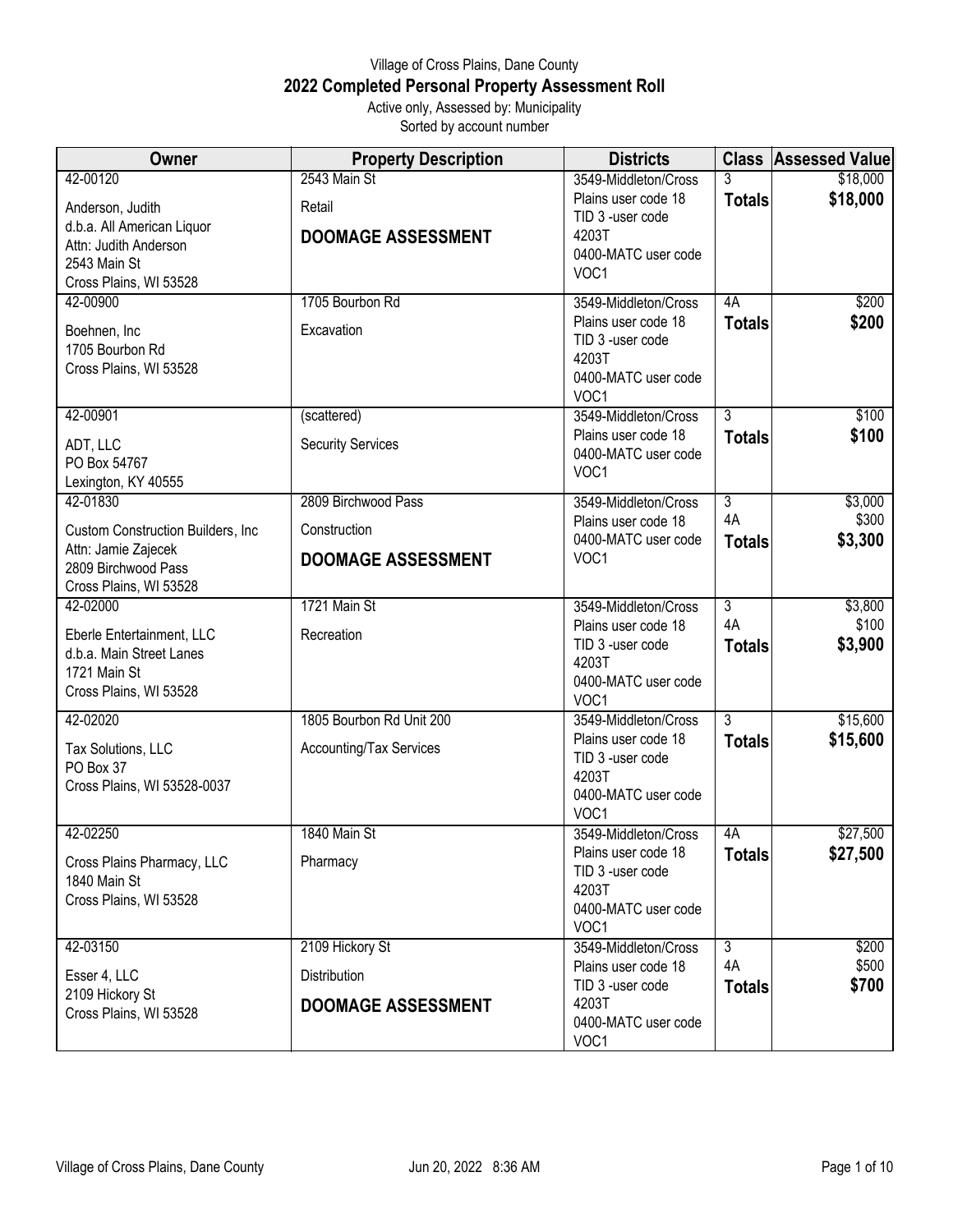Village of Cross Plains, Dane County

# 2022 Completed Personal Property Assessment Roll

Active only, Assessed by: Municipality

Sorted by account number

| Owner | Property Description | Districts | Class | Assessed Value |
|---|---|---|---|---|
| 42-00120<br>Anderson, Judith<br>d.b.a. All American Liquor<br>Attn: Judith Anderson<br>2543 Main St<br>Cross Plains, WI 53528 | 2543 Main St<br>Retail<br>**DOOMAGE ASSESSMENT** | 3549-Middleton/Cross Plains user code 18<br>TID 3 -user code 4203T<br>0400-MATC user code VOC1 | 3<br>**Totals** | $18,000<br>**$18,000** |
| 42-00900<br>Boehnen, Inc<br>1705 Bourbon Rd<br>Cross Plains, WI 53528 | 1705 Bourbon Rd<br>Excavation | 3549-Middleton/Cross Plains user code 18<br>TID 3 -user code 4203T<br>0400-MATC user code VOC1 | 4A<br>**Totals** | $200<br>**$200** |
| 42-00901<br>ADT, LLC<br>PO Box 54767<br>Lexington, KY 40555 | (scattered)<br>Security Services | 3549-Middleton/Cross Plains user code 18<br>0400-MATC user code VOC1 | 3<br>**Totals** | $100<br>**$100** |
| 42-01830<br>Custom Construction Builders, Inc<br>Attn: Jamie Zajecek<br>2809 Birchwood Pass<br>Cross Plains, WI 53528 | 2809 Birchwood Pass<br>Construction<br>**DOOMAGE ASSESSMENT** | 3549-Middleton/Cross Plains user code 18<br>0400-MATC user code VOC1 | 3<br>4A<br>**Totals** | $3,000<br>$300<br>**$3,300** |
| 42-02000<br>Eberle Entertainment, LLC<br>d.b.a. Main Street Lanes<br>1721 Main St<br>Cross Plains, WI 53528 | 1721 Main St<br>Recreation | 3549-Middleton/Cross Plains user code 18<br>TID 3 -user code 4203T<br>0400-MATC user code VOC1 | 3<br>4A<br>**Totals** | $3,800<br>$100<br>**$3,900** |
| 42-02020<br>Tax Solutions, LLC<br>PO Box 37<br>Cross Plains, WI 53528-0037 | 1805 Bourbon Rd Unit 200<br>Accounting/Tax Services | 3549-Middleton/Cross Plains user code 18<br>TID 3 -user code 4203T<br>0400-MATC user code VOC1 | 3<br>**Totals** | $15,600<br>**$15,600** |
| 42-02250<br>Cross Plains Pharmacy, LLC<br>1840 Main St<br>Cross Plains, WI 53528 | 1840 Main St<br>Pharmacy | 3549-Middleton/Cross Plains user code 18<br>TID 3 -user code 4203T<br>0400-MATC user code VOC1 | 4A<br>**Totals** | $27,500<br>**$27,500** |
| 42-03150<br>Esser 4, LLC<br>2109 Hickory St<br>Cross Plains, WI 53528 | 2109 Hickory St<br>Distribution<br>**DOOMAGE ASSESSMENT** | 3549-Middleton/Cross Plains user code 18<br>TID 3 -user code 4203T<br>0400-MATC user code VOC1 | 3<br>4A<br>**Totals** | $200<br>$500<br>**$700** |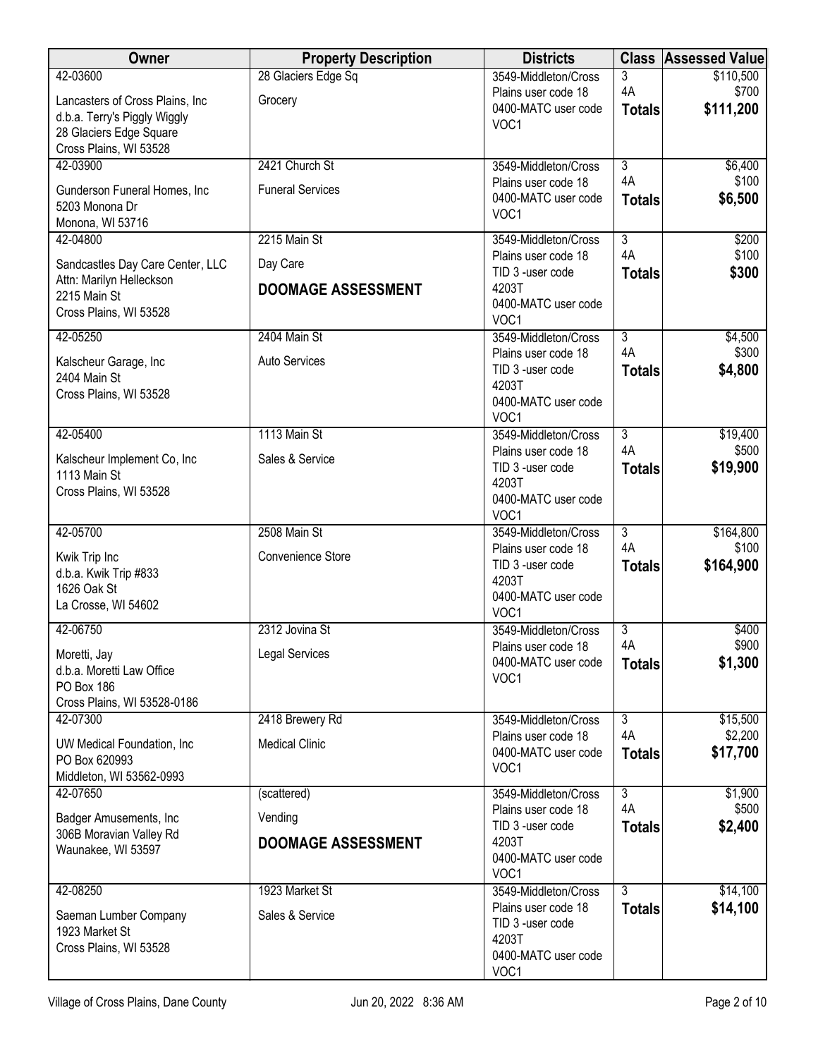| Owner | Property Description | Districts | Class | Assessed Value |
|---|---|---|---|---|
| 42-03600<br>Lancasters of Cross Plains, Inc<br>d.b.a. Terry's Piggly Wiggly<br>28 Glaciers Edge Square<br>Cross Plains, WI 53528 | 28 Glaciers Edge Sq<br>Grocery | 3549-Middleton/Cross Plains user code 18<br>0400-MATC user code VOC1 | 3<br>4A<br>**Totals** | $110,500<br>$700<br>**$111,200** |
| 42-03900<br>Gunderson Funeral Homes, Inc<br>5203 Monona Dr<br>Monona, WI 53716 | 2421 Church St<br>Funeral Services | 3549-Middleton/Cross Plains user code 18<br>0400-MATC user code VOC1 | 3<br>4A<br>**Totals** | $6,400<br>$100<br>**$6,500** |
| 42-04800<br>Sandcastles Day Care Center, LLC<br>Attn: Marilyn Helleckson<br>2215 Main St<br>Cross Plains, WI 53528 | 2215 Main St<br>Day Care<br>**DOOMAGE ASSESSMENT** | 3549-Middleton/Cross Plains user code 18<br>TID 3 -user code 4203T<br>0400-MATC user code VOC1 | 3<br>4A<br>**Totals** | $200<br>$100<br>**$300** |
| 42-05250<br>Kalscheur Garage, Inc<br>2404 Main St<br>Cross Plains, WI 53528 | 2404 Main St<br>Auto Services | 3549-Middleton/Cross Plains user code 18<br>TID 3 -user code 4203T<br>0400-MATC user code VOC1 | 3<br>4A<br>**Totals** | $4,500<br>$300<br>**$4,800** |
| 42-05400<br>Kalscheur Implement Co, Inc<br>1113 Main St<br>Cross Plains, WI 53528 | 1113 Main St<br>Sales & Service | 3549-Middleton/Cross Plains user code 18<br>TID 3 -user code 4203T<br>0400-MATC user code VOC1 | 3<br>4A<br>**Totals** | $19,400<br>$500<br>**$19,900** |
| 42-05700<br>Kwik Trip Inc<br>d.b.a. Kwik Trip #833<br>1626 Oak St<br>La Crosse, WI 54602 | 2508 Main St<br>Convenience Store | 3549-Middleton/Cross Plains user code 18<br>TID 3 -user code 4203T<br>0400-MATC user code VOC1 | 3<br>4A<br>**Totals** | $164,800<br>$100<br>**$164,900** |
| 42-06750<br>Moretti, Jay<br>d.b.a. Moretti Law Office<br>PO Box 186<br>Cross Plains, WI 53528-0186 | 2312 Jovina St<br>Legal Services | 3549-Middleton/Cross Plains user code 18<br>0400-MATC user code VOC1 | 3<br>4A<br>**Totals** | $400<br>$900<br>**$1,300** |
| 42-07300<br>UW Medical Foundation, Inc<br>PO Box 620993<br>Middleton, WI 53562-0993 | 2418 Brewery Rd<br>Medical Clinic | 3549-Middleton/Cross Plains user code 18<br>0400-MATC user code VOC1 | 3<br>4A<br>**Totals** | $15,500<br>$2,200<br>**$17,700** |
| 42-07650<br>Badger Amusements, Inc<br>306B Moravian Valley Rd<br>Waunakee, WI 53597 | (scattered)<br>Vending<br>**DOOMAGE ASSESSMENT** | 3549-Middleton/Cross Plains user code 18<br>TID 3 -user code 4203T<br>0400-MATC user code VOC1 | 3<br>4A<br>**Totals** | $1,900<br>$500<br>**$2,400** |
| 42-08250<br>Saeman Lumber Company<br>1923 Market St<br>Cross Plains, WI 53528 | 1923 Market St<br>Sales & Service | 3549-Middleton/Cross Plains user code 18<br>TID 3 -user code 4203T<br>0400-MATC user code VOC1 | 3<br>**Totals** | $14,100<br>**$14,100** |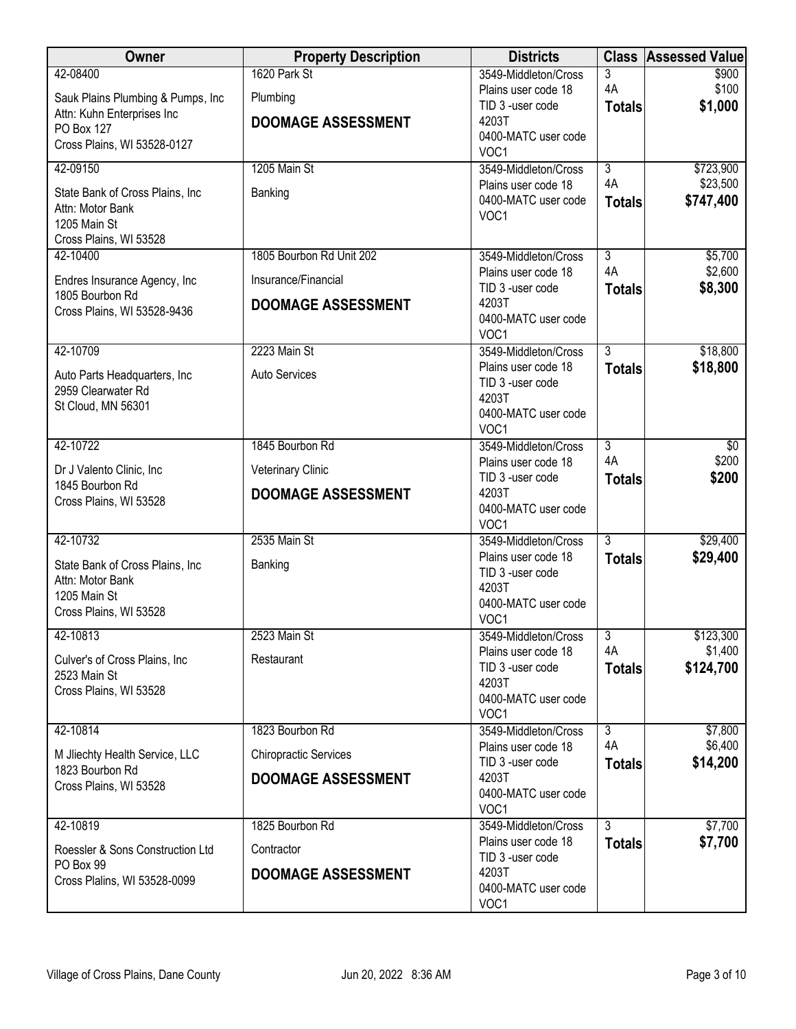| Owner | Property Description | Districts | Class | Assessed Value |
|---|---|---|---|---|
| 42-08400<br>Sauk Plains Plumbing & Pumps, Inc<br>Attn: Kuhn Enterprises Inc<br>PO Box 127<br>Cross Plains, WI 53528-0127 | 1620 Park St<br>Plumbing<br>**DOOMAGE ASSESSMENT** | 3549-Middleton/Cross Plains user code 18<br>TID 3 -user code 4203T<br>0400-MATC user code VOC1 | 3<br>4A<br>**Totals** | \$900<br>\$100<br>**\$1,000** |
| 42-09150<br>State Bank of Cross Plains, Inc<br>Attn: Motor Bank<br>1205 Main St<br>Cross Plains, WI 53528 | 1205 Main St<br>Banking | 3549-Middleton/Cross Plains user code 18<br>0400-MATC user code VOC1 | 3<br>4A<br>**Totals** | \$723,900<br>\$23,500<br>**\$747,400** |
| 42-10400<br>Endres Insurance Agency, Inc<br>1805 Bourbon Rd<br>Cross Plains, WI 53528-9436 | 1805 Bourbon Rd Unit 202<br>Insurance/Financial<br>**DOOMAGE ASSESSMENT** | 3549-Middleton/Cross Plains user code 18<br>TID 3 -user code 4203T<br>0400-MATC user code VOC1 | 3<br>4A<br>**Totals** | \$5,700<br>\$2,600<br>**\$8,300** |
| 42-10709<br>Auto Parts Headquarters, Inc<br>2959 Clearwater Rd<br>St Cloud, MN 56301 | 2223 Main St<br>Auto Services | 3549-Middleton/Cross Plains user code 18<br>TID 3 -user code 4203T<br>0400-MATC user code VOC1 | 3<br>**Totals** | \$18,800<br>**\$18,800** |
| 42-10722<br>Dr J Valento Clinic, Inc<br>1845 Bourbon Rd<br>Cross Plains, WI 53528 | 1845 Bourbon Rd<br>Veterinary Clinic<br>**DOOMAGE ASSESSMENT** | 3549-Middleton/Cross Plains user code 18<br>TID 3 -user code 4203T<br>0400-MATC user code VOC1 | 3<br>4A<br>**Totals** | \$0<br>\$200<br>**\$200** |
| 42-10732<br>State Bank of Cross Plains, Inc<br>Attn: Motor Bank<br>1205 Main St<br>Cross Plains, WI 53528 | 2535 Main St<br>Banking | 3549-Middleton/Cross Plains user code 18<br>TID 3 -user code 4203T<br>0400-MATC user code VOC1 | 3<br>**Totals** | \$29,400<br>**\$29,400** |
| 42-10813<br>Culver's of Cross Plains, Inc<br>2523 Main St<br>Cross Plains, WI 53528 | 2523 Main St<br>Restaurant | 3549-Middleton/Cross Plains user code 18<br>TID 3 -user code 4203T<br>0400-MATC user code VOC1 | 3<br>4A<br>**Totals** | \$123,300<br>\$1,400<br>**\$124,700** |
| 42-10814<br>M Jliechty Health Service, LLC<br>1823 Bourbon Rd<br>Cross Plains, WI 53528 | 1823 Bourbon Rd<br>Chiropractic Services<br>**DOOMAGE ASSESSMENT** | 3549-Middleton/Cross Plains user code 18<br>TID 3 -user code 4203T<br>0400-MATC user code VOC1 | 3<br>4A<br>**Totals** | \$7,800<br>\$6,400<br>**\$14,200** |
| 42-10819<br>Roessler & Sons Construction Ltd<br>PO Box 99<br>Cross Plains, WI 53528-0099 | 1825 Bourbon Rd<br>Contractor<br>**DOOMAGE ASSESSMENT** | 3549-Middleton/Cross Plains user code 18<br>TID 3 -user code 4203T<br>0400-MATC user code VOC1 | 3<br>**Totals** | \$7,700<br>**\$7,700** |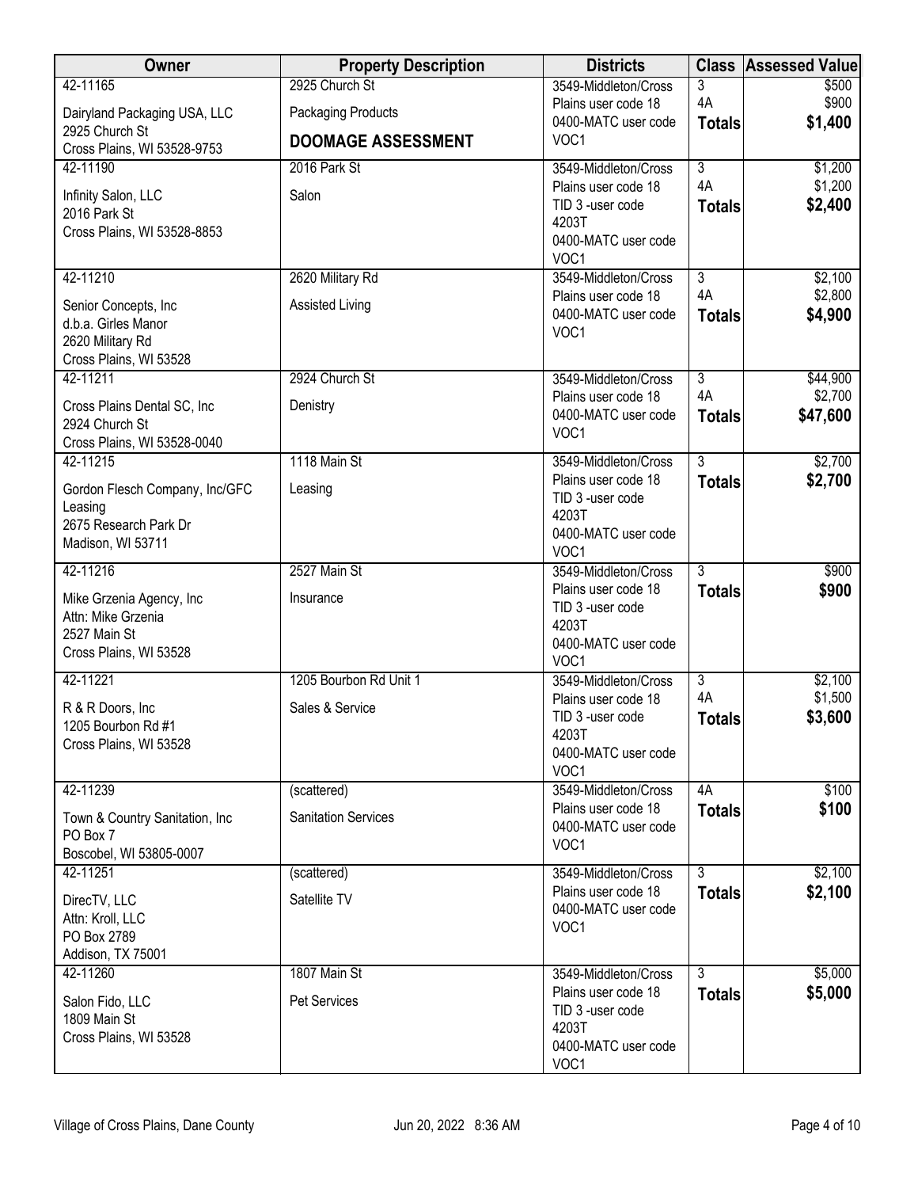| Owner | Property Description | Districts | Class | Assessed Value |
|---|---|---|---|---|
| 42-11165<br>Dairyland Packaging USA, LLC<br>2925 Church St<br>Cross Plains, WI 53528-9753 | 2925 Church St<br>Packaging Products<br>**DOOMAGE ASSESSMENT** | 3549-Middleton/Cross Plains user code 18<br>0400-MATC user code VOC1 | 3<br>4A<br>**Totals** | $500<br>$900<br>**$1,400** |
| 42-11190<br>Infinity Salon, LLC<br>2016 Park St<br>Cross Plains, WI 53528-8853 | 2016 Park St<br>Salon | 3549-Middleton/Cross Plains user code 18<br>TID 3 -user code 4203T<br>0400-MATC user code VOC1 | 3<br>4A<br>**Totals** | $1,200<br>$1,200<br>**$2,400** |
| 42-11210<br>Senior Concepts, Inc<br>d.b.a. Girles Manor<br>2620 Military Rd<br>Cross Plains, WI 53528 | 2620 Military Rd<br>Assisted Living | 3549-Middleton/Cross Plains user code 18<br>0400-MATC user code VOC1 | 3<br>4A<br>**Totals** | $2,100<br>$2,800<br>**$4,900** |
| 42-11211<br>Cross Plains Dental SC, Inc<br>2924 Church St<br>Cross Plains, WI 53528-0040 | 2924 Church St<br>Denistry | 3549-Middleton/Cross Plains user code 18<br>0400-MATC user code VOC1 | 3<br>4A<br>**Totals** | $44,900<br>$2,700<br>**$47,600** |
| 42-11215<br>Gordon Flesch Company, Inc/GFC Leasing<br>2675 Research Park Dr<br>Madison, WI 53711 | 1118 Main St<br>Leasing | 3549-Middleton/Cross Plains user code 18<br>TID 3 -user code 4203T<br>0400-MATC user code VOC1 | 3<br>**Totals** | $2,700<br>**$2,700** |
| 42-11216<br>Mike Grzenia Agency, Inc<br>Attn: Mike Grzenia<br>2527 Main St<br>Cross Plains, WI 53528 | 2527 Main St<br>Insurance | 3549-Middleton/Cross Plains user code 18<br>TID 3 -user code 4203T<br>0400-MATC user code VOC1 | 3<br>**Totals** | $900<br>**$900** |
| 42-11221<br>R & R Doors, Inc<br>1205 Bourbon Rd #1<br>Cross Plains, WI 53528 | 1205 Bourbon Rd Unit 1<br>Sales & Service | 3549-Middleton/Cross Plains user code 18<br>TID 3 -user code 4203T<br>0400-MATC user code VOC1 | 3<br>4A<br>**Totals** | $2,100<br>$1,500<br>**$3,600** |
| 42-11239<br>Town & Country Sanitation, Inc<br>PO Box 7<br>Boscobel, WI 53805-0007 | (scattered)<br>Sanitation Services | 3549-Middleton/Cross Plains user code 18<br>0400-MATC user code VOC1 | 4A<br>**Totals** | $100<br>**$100** |
| 42-11251<br>DirecTV, LLC<br>Attn: Kroll, LLC<br>PO Box 2789<br>Addison, TX 75001 | (scattered)<br>Satellite TV | 3549-Middleton/Cross Plains user code 18<br>0400-MATC user code VOC1 | 3<br>**Totals** | $2,100<br>**$2,100** |
| 42-11260<br>Salon Fido, LLC<br>1809 Main St<br>Cross Plains, WI 53528 | 1807 Main St<br>Pet Services | 3549-Middleton/Cross Plains user code 18<br>TID 3 -user code 4203T<br>0400-MATC user code VOC1 | 3<br>**Totals** | $5,000<br>**$5,000** |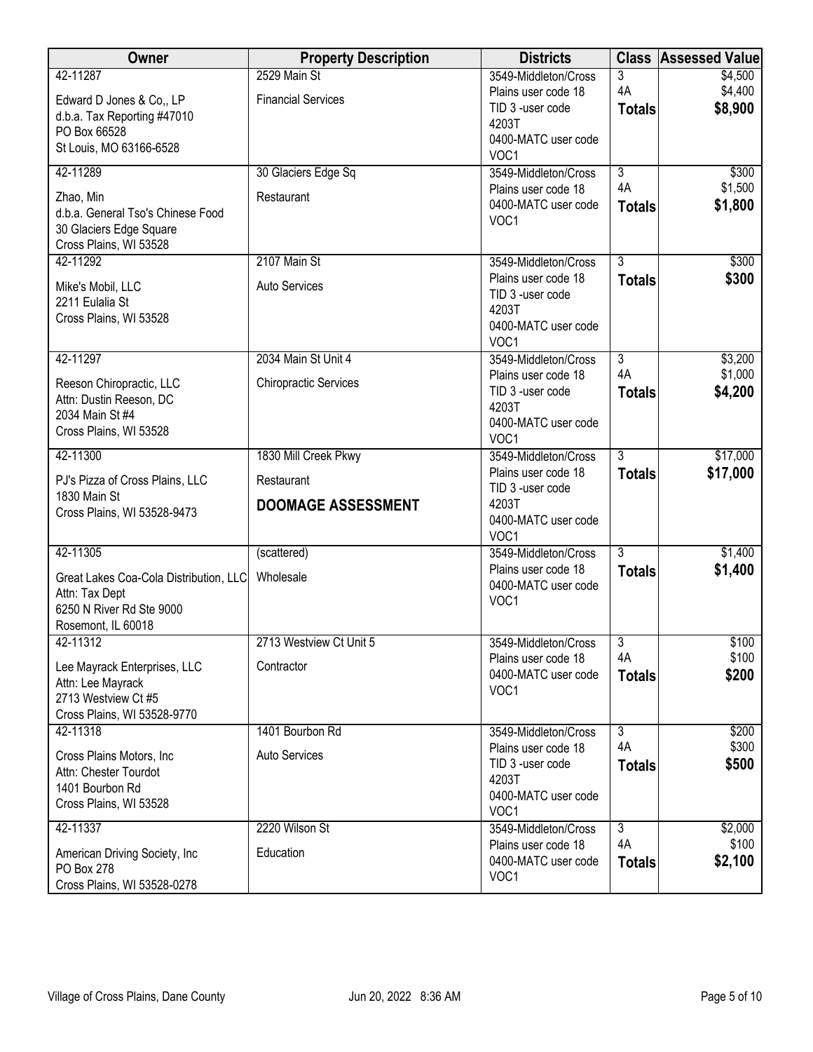| Owner | Property Description | Districts | Class | Assessed Value |
|---|---|---|---|---|
| 42-11287<br>Edward D Jones & Co,, LP<br>d.b.a. Tax Reporting #47010<br>PO Box 66528<br>St Louis, MO 63166-6528 | 2529 Main St<br>Financial Services | 3549-Middleton/Cross Plains user code 18<br>TID 3 -user code 4203T<br>0400-MATC user code VOC1 | 3<br>4A<br>**Totals** | \$4,500<br>\$4,400<br>**\$8,900** |
| 42-11289<br>Zhao, Min<br>d.b.a. General Tso's Chinese Food<br>30 Glaciers Edge Square<br>Cross Plains, WI 53528 | 30 Glaciers Edge Sq<br>Restaurant | 3549-Middleton/Cross Plains user code 18<br>0400-MATC user code VOC1 | 3<br>4A<br>**Totals** | \$300<br>\$1,500<br>**\$1,800** |
| 42-11292<br>Mike's Mobil, LLC<br>2211 Eulalia St<br>Cross Plains, WI 53528 | 2107 Main St<br>Auto Services | 3549-Middleton/Cross Plains user code 18<br>TID 3 -user code 4203T<br>0400-MATC user code VOC1 | 3<br>**Totals** | \$300<br>**\$300** |
| 42-11297<br>Reeson Chiropractic, LLC<br>Attn: Dustin Reeson, DC<br>2034 Main St #4<br>Cross Plains, WI 53528 | 2034 Main St Unit 4<br>Chiropractic Services | 3549-Middleton/Cross Plains user code 18<br>TID 3 -user code 4203T<br>0400-MATC user code VOC1 | 3<br>4A<br>**Totals** | \$3,200<br>\$1,000<br>**\$4,200** |
| 42-11300<br>PJ's Pizza of Cross Plains, LLC<br>1830 Main St<br>Cross Plains, WI 53528-9473 | 1830 Mill Creek Pkwy<br>Restaurant<br>**DOOMAGE ASSESSMENT** | 3549-Middleton/Cross Plains user code 18<br>TID 3 -user code 4203T<br>0400-MATC user code VOC1 | 3<br>**Totals** | \$17,000<br>**\$17,000** |
| 42-11305<br>Great Lakes Coa-Cola Distribution, LLC<br>Attn: Tax Dept<br>6250 N River Rd Ste 9000<br>Rosemont, IL 60018 | (scattered)<br>Wholesale | 3549-Middleton/Cross Plains user code 18<br>0400-MATC user code VOC1 | 3<br>**Totals** | \$1,400<br>**\$1,400** |
| 42-11312<br>Lee Mayrack Enterprises, LLC<br>Attn: Lee Mayrack<br>2713 Westview Ct #5<br>Cross Plains, WI 53528-9770 | 2713 Westview Ct Unit 5<br>Contractor | 3549-Middleton/Cross Plains user code 18<br>0400-MATC user code VOC1 | 3<br>4A<br>**Totals** | \$100<br>\$100<br>**\$200** |
| 42-11318<br>Cross Plains Motors, Inc<br>Attn: Chester Tourdot<br>1401 Bourbon Rd<br>Cross Plains, WI 53528 | 1401 Bourbon Rd<br>Auto Services | 3549-Middleton/Cross Plains user code 18<br>TID 3 -user code 4203T<br>0400-MATC user code VOC1 | 3<br>4A<br>**Totals** | \$200<br>\$300<br>**\$500** |
| 42-11337<br>American Driving Society, Inc<br>PO Box 278<br>Cross Plains, WI 53528-0278 | 2220 Wilson St<br>Education | 3549-Middleton/Cross Plains user code 18<br>0400-MATC user code VOC1 | 3<br>4A<br>**Totals** | \$2,000<br>\$100<br>**\$2,100** |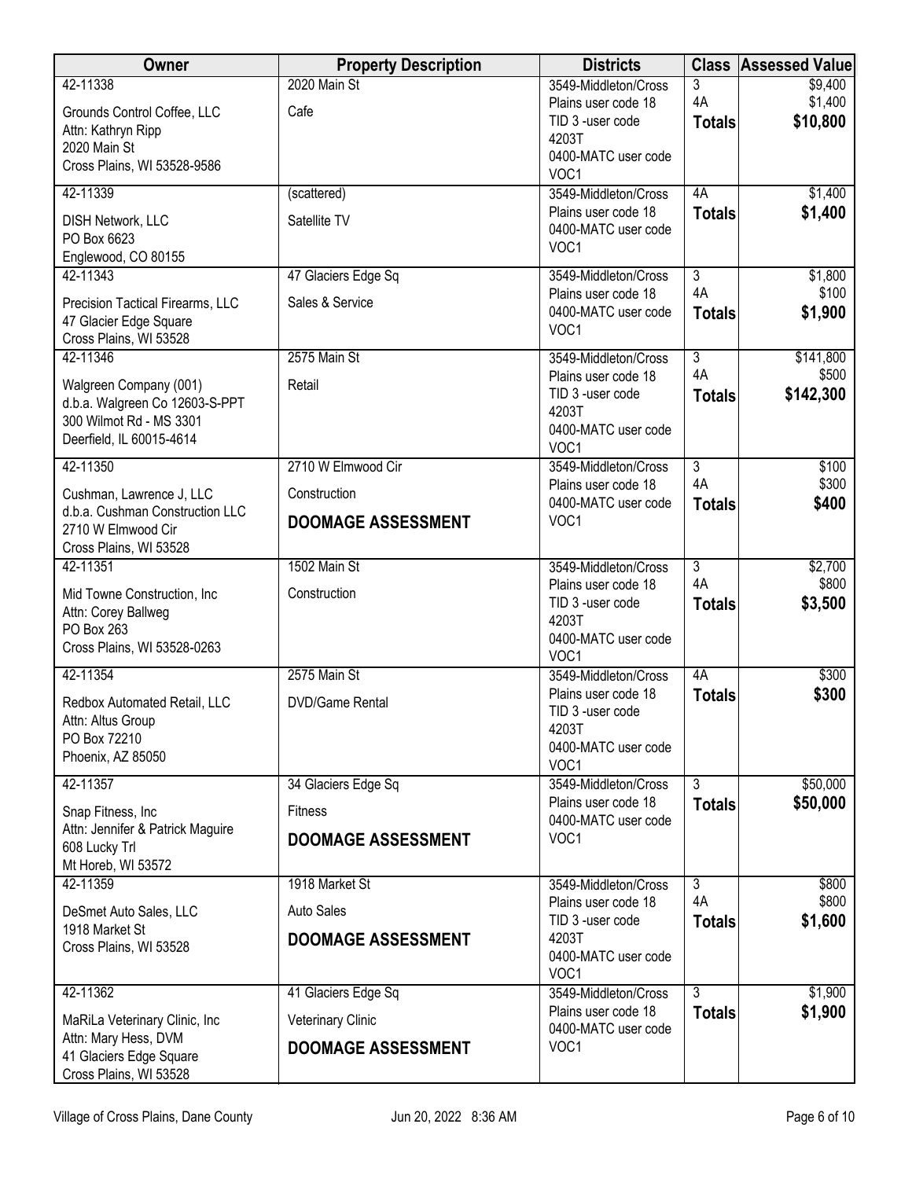| Owner | Property Description | Districts | Class | Assessed Value |
|---|---|---|---|---|
| 42-11338<br>Grounds Control Coffee, LLC<br>Attn: Kathryn Ripp<br>2020 Main St<br>Cross Plains, WI 53528-9586 | 2020 Main St<br>Cafe | 3549-Middleton/Cross Plains user code 18<br>TID 3 -user code 4203T<br>0400-MATC user code VOC1 | 3<br>4A<br>**Totals** | \$9,400<br>\$1,400<br>**\$10,800** |
| 42-11339<br>DISH Network, LLC<br>PO Box 6623<br>Englewood, CO 80155 | (scattered)<br>Satellite TV | 3549-Middleton/Cross Plains user code 18<br>0400-MATC user code VOC1 | 4A<br>**Totals** | \$1,400<br>**\$1,400** |
| 42-11343<br>Precision Tactical Firearms, LLC<br>47 Glacier Edge Square<br>Cross Plains, WI 53528 | 47 Glaciers Edge Sq<br>Sales & Service | 3549-Middleton/Cross Plains user code 18<br>0400-MATC user code VOC1 | 3<br>4A<br>**Totals** | \$1,800<br>\$100<br>**\$1,900** |
| 42-11346<br>Walgreen Company (001)<br>d.b.a. Walgreen Co 12603-S-PPT<br>300 Wilmot Rd - MS 3301<br>Deerfield, IL 60015-4614 | 2575 Main St<br>Retail | 3549-Middleton/Cross Plains user code 18<br>TID 3 -user code 4203T<br>0400-MATC user code VOC1 | 3<br>4A<br>**Totals** | \$141,800<br>\$500<br>**\$142,300** |
| 42-11350<br>Cushman, Lawrence J, LLC<br>d.b.a. Cushman Construction LLC<br>2710 W Elmwood Cir<br>Cross Plains, WI 53528 | 2710 W Elmwood Cir<br>Construction<br>**DOOMAGE ASSESSMENT** | 3549-Middleton/Cross Plains user code 18<br>0400-MATC user code VOC1 | 3<br>4A<br>**Totals** | \$100<br>\$300<br>**\$400** |
| 42-11351<br>Mid Towne Construction, Inc<br>Attn: Corey Ballweg<br>PO Box 263<br>Cross Plains, WI 53528-0263 | 1502 Main St<br>Construction | 3549-Middleton/Cross Plains user code 18<br>TID 3 -user code 4203T<br>0400-MATC user code VOC1 | 3<br>4A<br>**Totals** | \$2,700<br>\$800<br>**\$3,500** |
| 42-11354<br>Redbox Automated Retail, LLC<br>Attn: Altus Group<br>PO Box 72210<br>Phoenix, AZ 85050 | 2575 Main St<br>DVD/Game Rental | 3549-Middleton/Cross Plains user code 18<br>TID 3 -user code 4203T<br>0400-MATC user code VOC1 | 4A<br>**Totals** | \$300<br>**\$300** |
| 42-11357<br>Snap Fitness, Inc<br>Attn: Jennifer & Patrick Maguire<br>608 Lucky Trl<br>Mt Horeb, WI 53572 | 34 Glaciers Edge Sq<br>Fitness<br>**DOOMAGE ASSESSMENT** | 3549-Middleton/Cross Plains user code 18<br>0400-MATC user code VOC1 | 3<br>**Totals** | \$50,000<br>**\$50,000** |
| 42-11359<br>DeSmet Auto Sales, LLC<br>1918 Market St<br>Cross Plains, WI 53528 | 1918 Market St<br>Auto Sales<br>**DOOMAGE ASSESSMENT** | 3549-Middleton/Cross Plains user code 18<br>TID 3 -user code 4203T<br>0400-MATC user code VOC1 | 3<br>4A<br>**Totals** | \$800<br>\$800<br>**\$1,600** |
| 42-11362<br>MaRiLa Veterinary Clinic, Inc<br>Attn: Mary Hess, DVM<br>41 Glaciers Edge Square<br>Cross Plains, WI 53528 | 41 Glaciers Edge Sq<br>Veterinary Clinic<br>**DOOMAGE ASSESSMENT** | 3549-Middleton/Cross Plains user code 18<br>0400-MATC user code VOC1 | 3<br>**Totals** | \$1,900<br>**\$1,900** |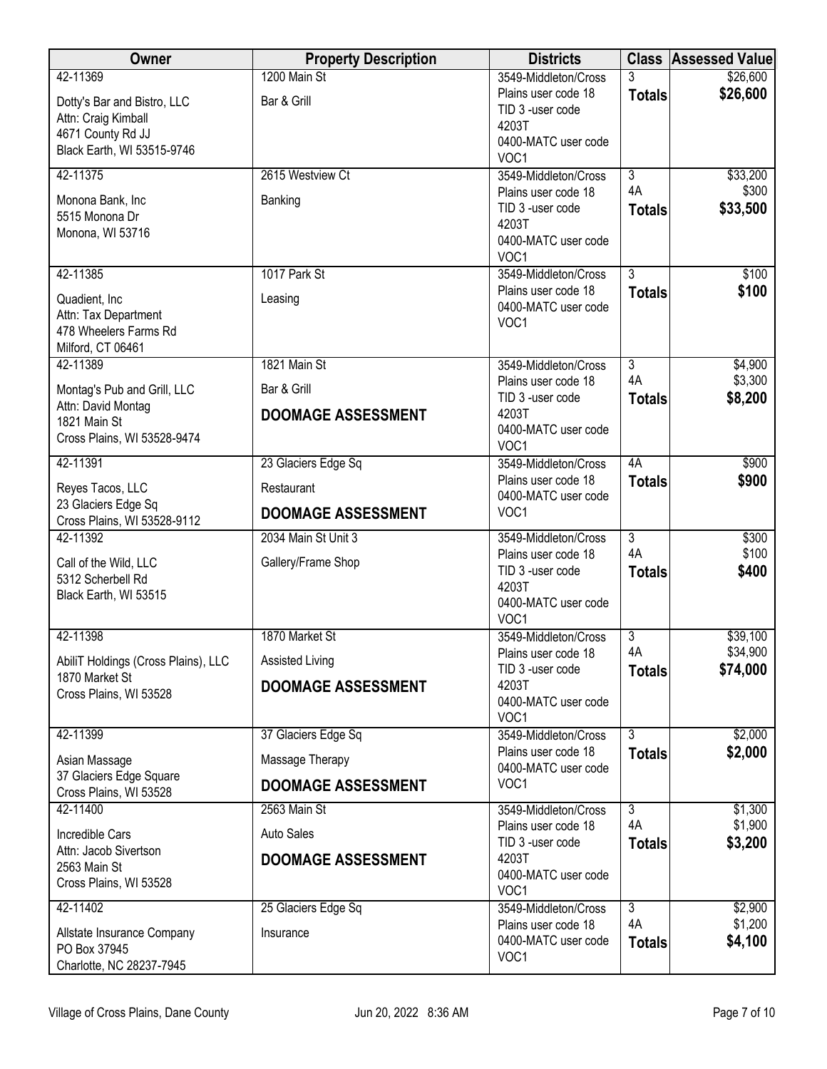| Owner | Property Description | Districts | Class | Assessed Value |
|---|---|---|---|---|
| 42-11369<br>Dotty's Bar and Bistro, LLC<br>Attn: Craig Kimball<br>4671 County Rd JJ<br>Black Earth, WI 53515-9746 | 1200 Main St<br>Bar & Grill | 3549-Middleton/Cross Plains user code 18<br>TID 3 -user code 4203T<br>0400-MATC user code VOC1 | 3<br>**Totals** | $26,600<br>**$26,600** |
| 42-11375<br>Monona Bank, Inc<br>5515 Monona Dr<br>Monona, WI 53716 | 2615 Westview Ct<br>Banking | 3549-Middleton/Cross Plains user code 18<br>TID 3 -user code 4203T<br>0400-MATC user code VOC1 | 3<br>4A<br>**Totals** | $33,200<br>$300<br>**$33,500** |
| 42-11385<br>Quadient, Inc<br>Attn: Tax Department<br>478 Wheelers Farms Rd<br>Milford, CT 06461 | 1017 Park St<br>Leasing | 3549-Middleton/Cross Plains user code 18<br>0400-MATC user code VOC1 | 3<br>**Totals** | $100<br>**$100** |
| 42-11389<br>Montag's Pub and Grill, LLC<br>Attn: David Montag<br>1821 Main St<br>Cross Plains, WI 53528-9474 | 1821 Main St<br>Bar & Grill<br>**DOOMAGE ASSESSMENT** | 3549-Middleton/Cross Plains user code 18<br>TID 3 -user code 4203T<br>0400-MATC user code VOC1 | 3<br>4A<br>**Totals** | $4,900<br>$3,300<br>**$8,200** |
| 42-11391<br>Reyes Tacos, LLC<br>23 Glaciers Edge Sq<br>Cross Plains, WI 53528-9112 | 23 Glaciers Edge Sq<br>Restaurant<br>**DOOMAGE ASSESSMENT** | 3549-Middleton/Cross Plains user code 18<br>0400-MATC user code VOC1 | 4A<br>**Totals** | $900<br>**$900** |
| 42-11392<br>Call of the Wild, LLC<br>5312 Scherbell Rd<br>Black Earth, WI 53515 | 2034 Main St Unit 3<br>Gallery/Frame Shop | 3549-Middleton/Cross Plains user code 18<br>TID 3 -user code 4203T<br>0400-MATC user code VOC1 | 3<br>4A<br>**Totals** | $300<br>$100<br>**$400** |
| 42-11398<br>AbiliT Holdings (Cross Plains), LLC<br>1870 Market St<br>Cross Plains, WI 53528 | 1870 Market St<br>Assisted Living<br>**DOOMAGE ASSESSMENT** | 3549-Middleton/Cross Plains user code 18<br>TID 3 -user code 4203T<br>0400-MATC user code VOC1 | 3<br>4A<br>**Totals** | $39,100<br>$34,900<br>**$74,000** |
| 42-11399<br>Asian Massage<br>37 Glaciers Edge Square<br>Cross Plains, WI 53528 | 37 Glaciers Edge Sq<br>Massage Therapy<br>**DOOMAGE ASSESSMENT** | 3549-Middleton/Cross Plains user code 18<br>0400-MATC user code VOC1 | 3<br>**Totals** | $2,000<br>**$2,000** |
| 42-11400<br>Incredible Cars<br>Attn: Jacob Sivertson<br>2563 Main St<br>Cross Plains, WI 53528 | 2563 Main St<br>Auto Sales<br>**DOOMAGE ASSESSMENT** | 3549-Middleton/Cross Plains user code 18<br>TID 3 -user code 4203T<br>0400-MATC user code VOC1 | 3<br>4A<br>**Totals** | $1,300<br>$1,900<br>**$3,200** |
| 42-11402<br>Allstate Insurance Company<br>PO Box 37945<br>Charlotte, NC 28237-7945 | 25 Glaciers Edge Sq<br>Insurance | 3549-Middleton/Cross Plains user code 18<br>0400-MATC user code VOC1 | 3<br>4A<br>**Totals** | $2,900<br>$1,200<br>**$4,100** |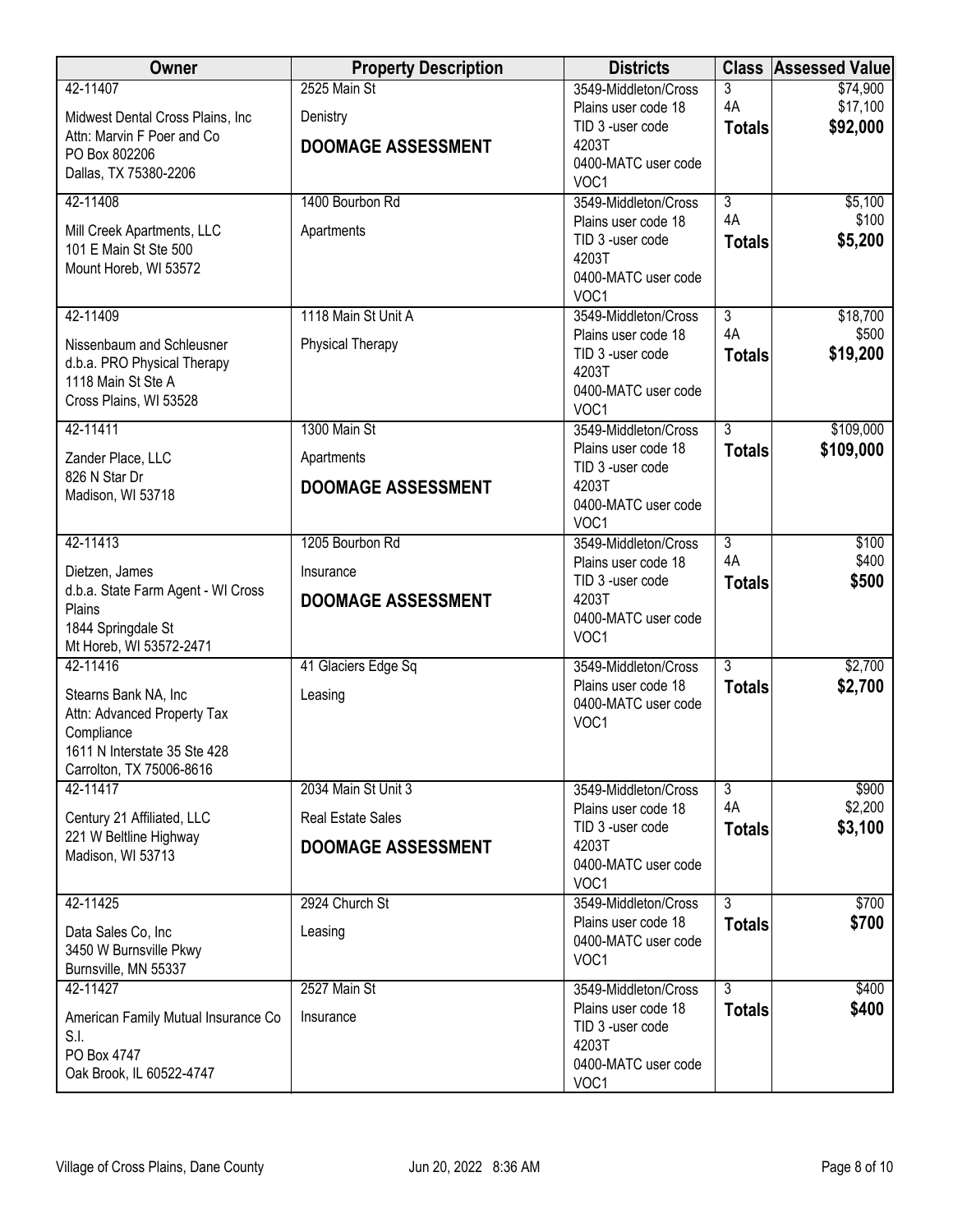| Owner | Property Description | Districts | Class | Assessed Value |
|---|---|---|---|---|
| 42-11407<br>Midwest Dental Cross Plains, Inc<br>Attn: Marvin F Poer and Co<br>PO Box 802206<br>Dallas, TX 75380-2206 | 2525 Main St<br>Denistry<br>**DOOMAGE ASSESSMENT** | 3549-Middleton/Cross Plains user code 18<br>TID 3 -user code 4203T<br>0400-MATC user code VOC1 | 3<br>4A<br>**Totals** | $74,900<br>$17,100<br>**$92,000** |
| 42-11408<br>Mill Creek Apartments, LLC<br>101 E Main St Ste 500<br>Mount Horeb, WI 53572 | 1400 Bourbon Rd<br>Apartments | 3549-Middleton/Cross Plains user code 18<br>TID 3 -user code 4203T<br>0400-MATC user code VOC1 | 3<br>4A<br>**Totals** | $5,100<br>$100<br>**$5,200** |
| 42-11409<br>Nissenbaum and Schleusner<br>d.b.a. PRO Physical Therapy<br>1118 Main St Ste A<br>Cross Plains, WI 53528 | 1118 Main St Unit A<br>Physical Therapy | 3549-Middleton/Cross Plains user code 18<br>TID 3 -user code 4203T<br>0400-MATC user code VOC1 | 3<br>4A<br>**Totals** | $18,700<br>$500<br>**$19,200** |
| 42-11411<br>Zander Place, LLC<br>826 N Star Dr<br>Madison, WI 53718 | 1300 Main St<br>Apartments<br>**DOOMAGE ASSESSMENT** | 3549-Middleton/Cross Plains user code 18<br>TID 3 -user code 4203T<br>0400-MATC user code VOC1 | 3<br>**Totals** | $109,000<br>**$109,000** |
| 42-11413<br>Dietzen, James<br>d.b.a. State Farm Agent - WI Cross Plains<br>1844 Springdale St<br>Mt Horeb, WI 53572-2471 | 1205 Bourbon Rd<br>Insurance<br>**DOOMAGE ASSESSMENT** | 3549-Middleton/Cross Plains user code 18<br>TID 3 -user code 4203T<br>0400-MATC user code VOC1 | 3<br>4A<br>**Totals** | $100<br>$400<br>**$500** |
| 42-11416<br>Stearns Bank NA, Inc<br>Attn: Advanced Property Tax Compliance<br>1611 N Interstate 35 Ste 428<br>Carrolton, TX 75006-8616 | 41 Glaciers Edge Sq<br>Leasing | 3549-Middleton/Cross Plains user code 18<br>0400-MATC user code VOC1 | 3<br>**Totals** | $2,700<br>**$2,700** |
| 42-11417<br>Century 21 Affiliated, LLC<br>221 W Beltline Highway<br>Madison, WI 53713 | 2034 Main St Unit 3<br>Real Estate Sales<br>**DOOMAGE ASSESSMENT** | 3549-Middleton/Cross Plains user code 18<br>TID 3 -user code 4203T<br>0400-MATC user code VOC1 | 3<br>4A<br>**Totals** | $900<br>$2,200<br>**$3,100** |
| 42-11425<br>Data Sales Co, Inc<br>3450 W Burnsville Pkwy<br>Burnsville, MN 55337 | 2924 Church St<br>Leasing | 3549-Middleton/Cross Plains user code 18<br>0400-MATC user code VOC1 | 3<br>**Totals** | $700<br>**$700** |
| 42-11427<br>American Family Mutual Insurance Co S.I.<br>PO Box 4747<br>Oak Brook, IL 60522-4747 | 2527 Main St<br>Insurance | 3549-Middleton/Cross Plains user code 18<br>TID 3 -user code 4203T<br>0400-MATC user code VOC1 | 3<br>**Totals** | $400<br>**$400** |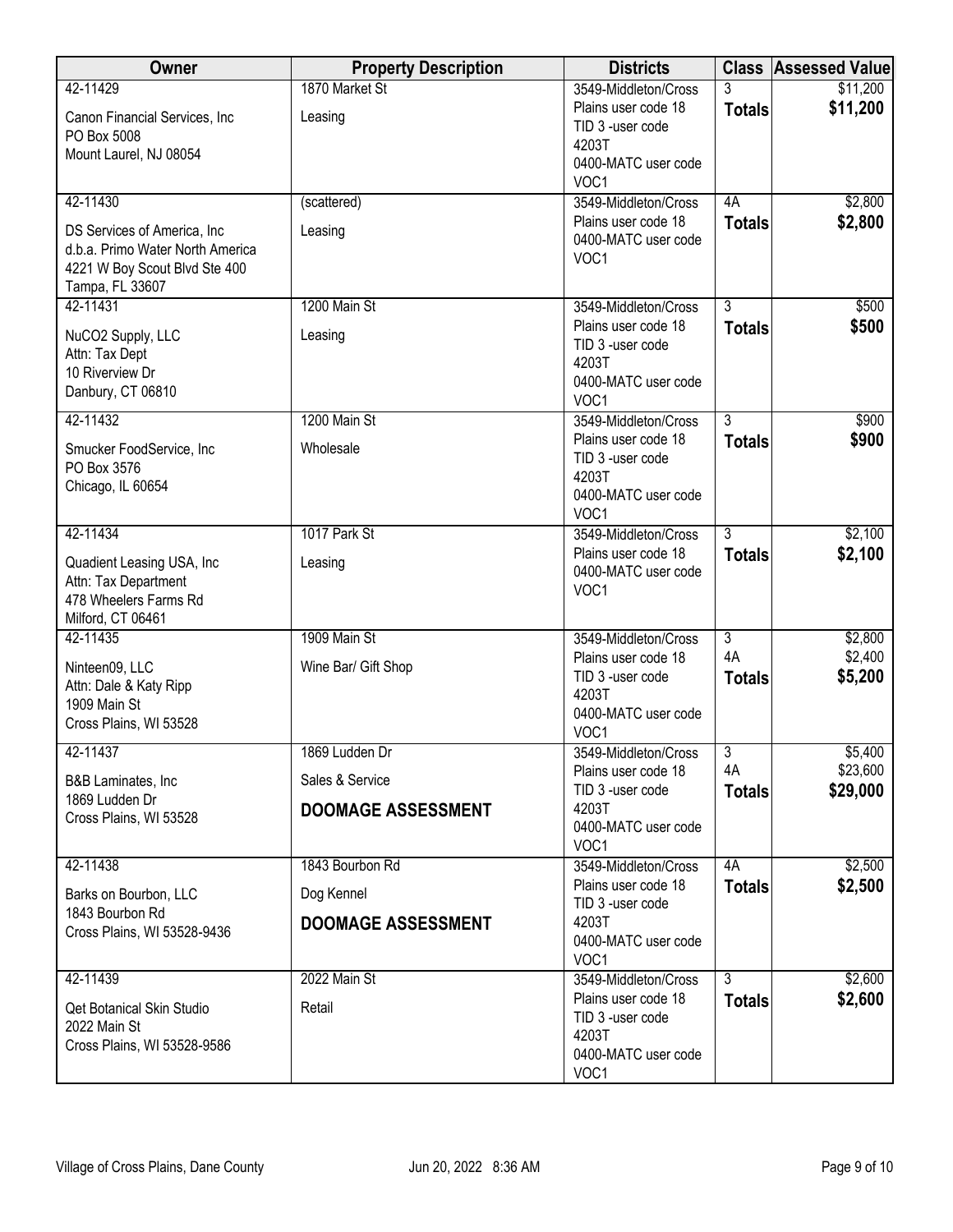| Owner | Property Description | Districts | Class | Assessed Value |
|---|---|---|---|---|
| 42-11429<br>Canon Financial Services, Inc<br>PO Box 5008<br>Mount Laurel, NJ 08054 | 1870 Market St<br>Leasing | 3549-Middleton/Cross Plains user code 18<br>TID 3 -user code 4203T<br>0400-MATC user code VOC1 | 3<br>**Totals** | $11,200<br>**$11,200** |
| 42-11430<br>DS Services of America, Inc<br>d.b.a. Primo Water North America<br>4221 W Boy Scout Blvd Ste 400<br>Tampa, FL 33607 | (scattered)<br>Leasing | 3549-Middleton/Cross Plains user code 18<br>0400-MATC user code VOC1 | 4A<br>**Totals** | $2,800<br>**$2,800** |
| 42-11431<br>NuCO2 Supply, LLC<br>Attn: Tax Dept<br>10 Riverview Dr<br>Danbury, CT 06810 | 1200 Main St<br>Leasing | 3549-Middleton/Cross Plains user code 18<br>TID 3 -user code 4203T<br>0400-MATC user code VOC1 | 3<br>**Totals** | $500<br>**$500** |
| 42-11432<br>Smucker FoodService, Inc<br>PO Box 3576<br>Chicago, IL 60654 | 1200 Main St<br>Wholesale | 3549-Middleton/Cross Plains user code 18<br>TID 3 -user code 4203T<br>0400-MATC user code VOC1 | 3<br>**Totals** | $900<br>**$900** |
| 42-11434<br>Quadient Leasing USA, Inc<br>Attn: Tax Department<br>478 Wheelers Farms Rd<br>Milford, CT 06461 | 1017 Park St<br>Leasing | 3549-Middleton/Cross Plains user code 18<br>0400-MATC user code VOC1 | 3<br>**Totals** | $2,100<br>**$2,100** |
| 42-11435<br>Ninteen09, LLC<br>Attn: Dale & Katy Ripp<br>1909 Main St<br>Cross Plains, WI 53528 | 1909 Main St<br>Wine Bar/ Gift Shop | 3549-Middleton/Cross Plains user code 18<br>TID 3 -user code 4203T<br>0400-MATC user code VOC1 | 3<br>4A<br>**Totals** | $2,800<br>$2,400<br>**$5,200** |
| 42-11437<br>B&B Laminates, Inc<br>1869 Ludden Dr<br>Cross Plains, WI 53528 | 1869 Ludden Dr<br>Sales & Service<br>**DOOMAGE ASSESSMENT** | 3549-Middleton/Cross Plains user code 18<br>TID 3 -user code 4203T<br>0400-MATC user code VOC1 | 3<br>4A<br>**Totals** | $5,400<br>$23,600<br>**$29,000** |
| 42-11438<br>Barks on Bourbon, LLC<br>1843 Bourbon Rd<br>Cross Plains, WI 53528-9436 | 1843 Bourbon Rd<br>Dog Kennel<br>**DOOMAGE ASSESSMENT** | 3549-Middleton/Cross Plains user code 18<br>TID 3 -user code 4203T<br>0400-MATC user code VOC1 | 4A<br>**Totals** | $2,500<br>**$2,500** |
| 42-11439<br>Qet Botanical Skin Studio<br>2022 Main St<br>Cross Plains, WI 53528-9586 | 2022 Main St<br>Retail | 3549-Middleton/Cross Plains user code 18<br>TID 3 -user code 4203T<br>0400-MATC user code VOC1 | 3<br>**Totals** | $2,600<br>**$2,600** |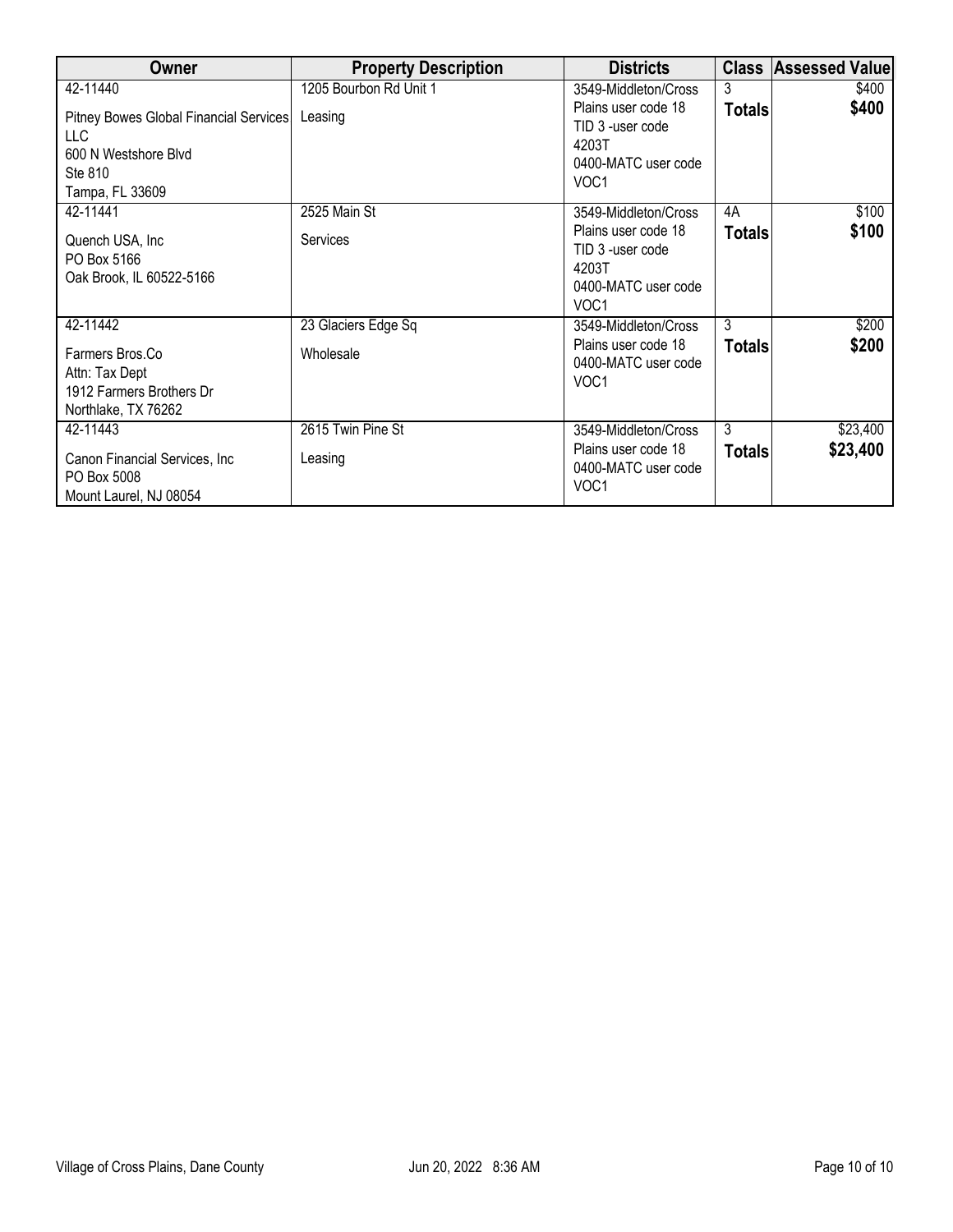| Owner | Property Description | Districts | Class | Assessed Value |
| --- | --- | --- | --- | --- |
| 42-11440<br>Pitney Bowes Global Financial Services LLC<br>600 N Westshore Blvd<br>Ste 810<br>Tampa, FL 33609 | 1205 Bourbon Rd Unit 1<br>Leasing | 3549-Middleton/Cross Plains user code 18<br>TID 3 -user code 4203T<br>0400-MATC user code VOC1 | 3<br>**Totals** | $400<br>**$400** |
| 42-11441<br>Quench USA, Inc<br>PO Box 5166<br>Oak Brook, IL 60522-5166 | 2525 Main St<br>Services | 3549-Middleton/Cross Plains user code 18<br>TID 3 -user code 4203T<br>0400-MATC user code VOC1 | 4A<br>**Totals** | $100<br>**$100** |
| 42-11442<br>Farmers Bros.Co<br>Attn: Tax Dept<br>1912 Farmers Brothers Dr<br>Northlake, TX 76262 | 23 Glaciers Edge Sq<br>Wholesale | 3549-Middleton/Cross Plains user code 18<br>0400-MATC user code VOC1 | 3<br>**Totals** | $200<br>**$200** |
| 42-11443<br>Canon Financial Services, Inc<br>PO Box 5008<br>Mount Laurel, NJ 08054 | 2615 Twin Pine St<br>Leasing | 3549-Middleton/Cross Plains user code 18<br>0400-MATC user code VOC1 | 3<br>**Totals** | $23,400<br>**$23,400** |